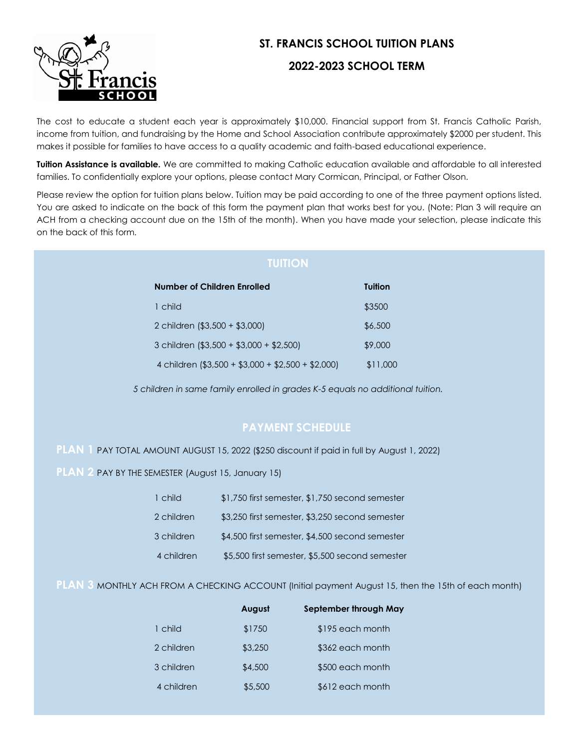# ST. FRANCIS SCHOOL TUITION PLANS

## 2022-2023 SCHOOL TERM

The cost to educate a student each year is approximately $10,000. Financial support from St. Francis Catholic Parish, income from tuition, and fundraising by the Home and School Association contribute approximately $2000 per student. This makes it possible for families to have access to a quality academic and faith-based educational experience.

**Tuition Assistance is available.** We are committed to making Catholic education available and affordable to all interested families. To confidentially explore your options, please contact Mary Cormican, Principal, or Father Olson.

Please review the option for tuition plans below. Tuition may be paid according to one of the three payment options listed. You are asked to indicate on the back of this form the payment plan that works best for you. (Note: Plan 3 will require an ACH from a checking account due on the 15th of the month). When you have made your selection, please indicate this on the back of this form.

## TUITION

| Number of Children Enrolled | Tuition |
|---|---|
| 1 child | $3500 |
| 2 children ($3,500 + $3,000) | $6,500 |
| 3 children ($3,500 + $3,000 + $2,500) | $9,000 |
| 4 children ($3,500 + $3,000 + $2,500 + $2,000) | $11,000 |

*5 children in same family enrolled in grades K-5 equals no additional tuition.*

## PAYMENT SCHEDULE

**PLAN 1** PAY TOTAL AMOUNT AUGUST 15, 2022 ($250 discount if paid in full by August 1, 2022)

**PLAN 2** PAY BY THE SEMESTER (August 15, January 15)

| | |
|---|---|
| 1 child | $1,750 first semester, $1,750 second semester |
| 2 children | $3,250 first semester, $3,250 second semester |
| 3 children | $4,500 first semester, $4,500 second semester |
| 4 children | $5,500 first semester, $5,500 second semester |

**PLAN 3** MONTHLY ACH FROM A CHECKING ACCOUNT (Initial payment August 15, then the 15th of each month)

| | August | September through May |
|---|---|---|
| 1 child | $1750 | $195 each month |
| 2 children | $3,250 | $362 each month |
| 3 children | $4,500 | $500 each month |
| 4 children | $5,500 | $612 each month |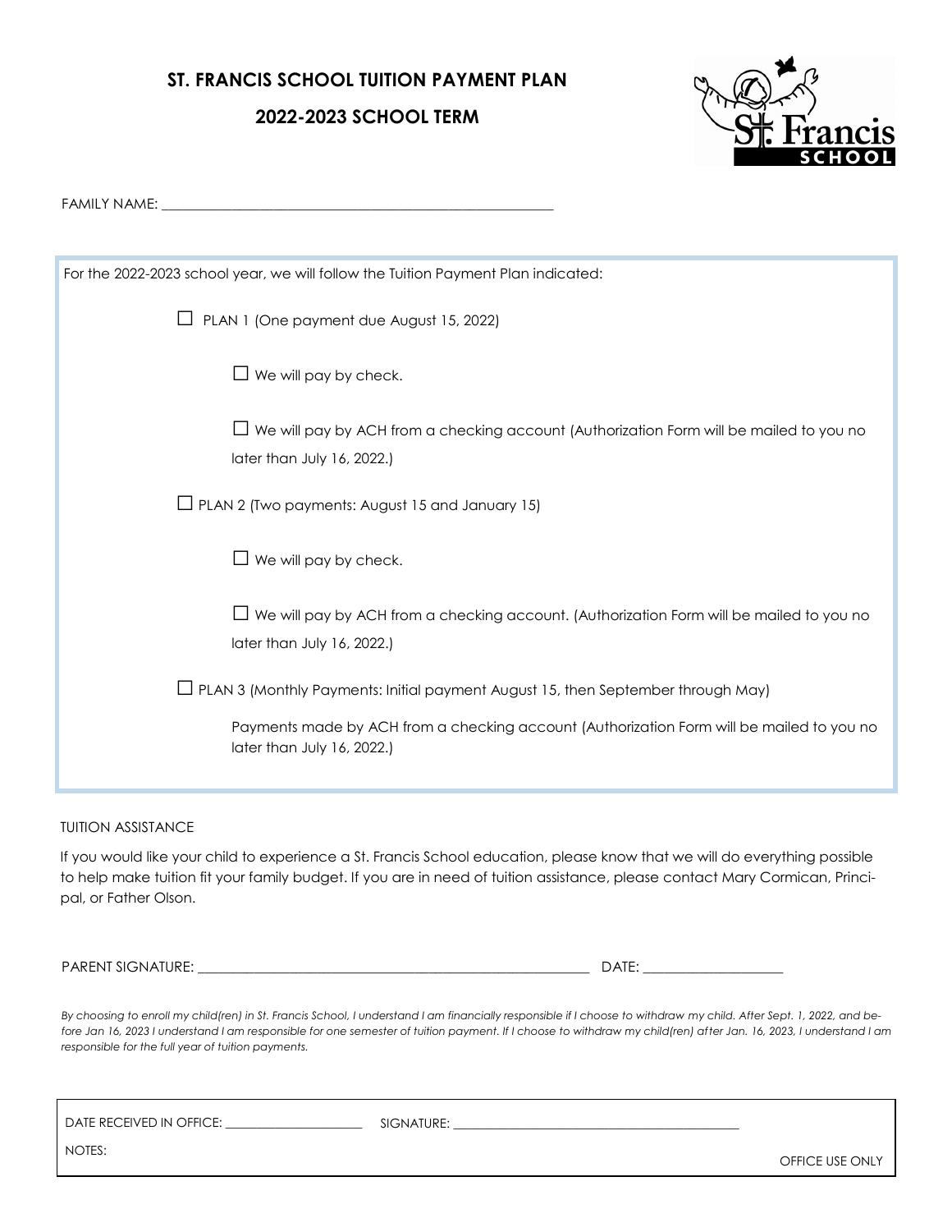# ST. FRANCIS SCHOOL TUITION PAYMENT PLAN

## 2022-2023 SCHOOL TERM

FAMILY NAME: ____________________________________________

For the 2022-2023 school year, we will follow the Tuition Payment Plan indicated:

☐ PLAN 1 (One payment due August 15, 2022)

- ☐ We will pay by check.
- ☐ We will pay by ACH from a checking account (Authorization Form will be mailed to you no later than July 16, 2022.)

☐ PLAN 2 (Two payments: August 15 and January 15)

- ☐ We will pay by check.
- ☐ We will pay by ACH from a checking account. (Authorization Form will be mailed to you no later than July 16, 2022.)

☐ PLAN 3 (Monthly Payments: Initial payment August 15, then September through May)

Payments made by ACH from a checking account (Authorization Form will be mailed to you no later than July 16, 2022.)

TUITION ASSISTANCE

If you would like your child to experience a St. Francis School education, please know that we will do everything possible to help make tuition fit your family budget. If you are in need of tuition assistance, please contact Mary Cormican, Principal, or Father Olson.

PARENT SIGNATURE: ____________________________________________ DATE: ________________

*By choosing to enroll my child(ren) in St. Francis School, I understand I am financially responsible if I choose to withdraw my child. After Sept. 1, 2022, and before Jan 16, 2023 I understand I am responsible for one semester of tuition payment. If I choose to withdraw my child(ren) after Jan. 16, 2023, I understand I am responsible for the full year of tuition payments.*

DATE RECEIVED IN OFFICE: ________________ SIGNATURE: ____________________________________

NOTES:

OFFICE USE ONLY